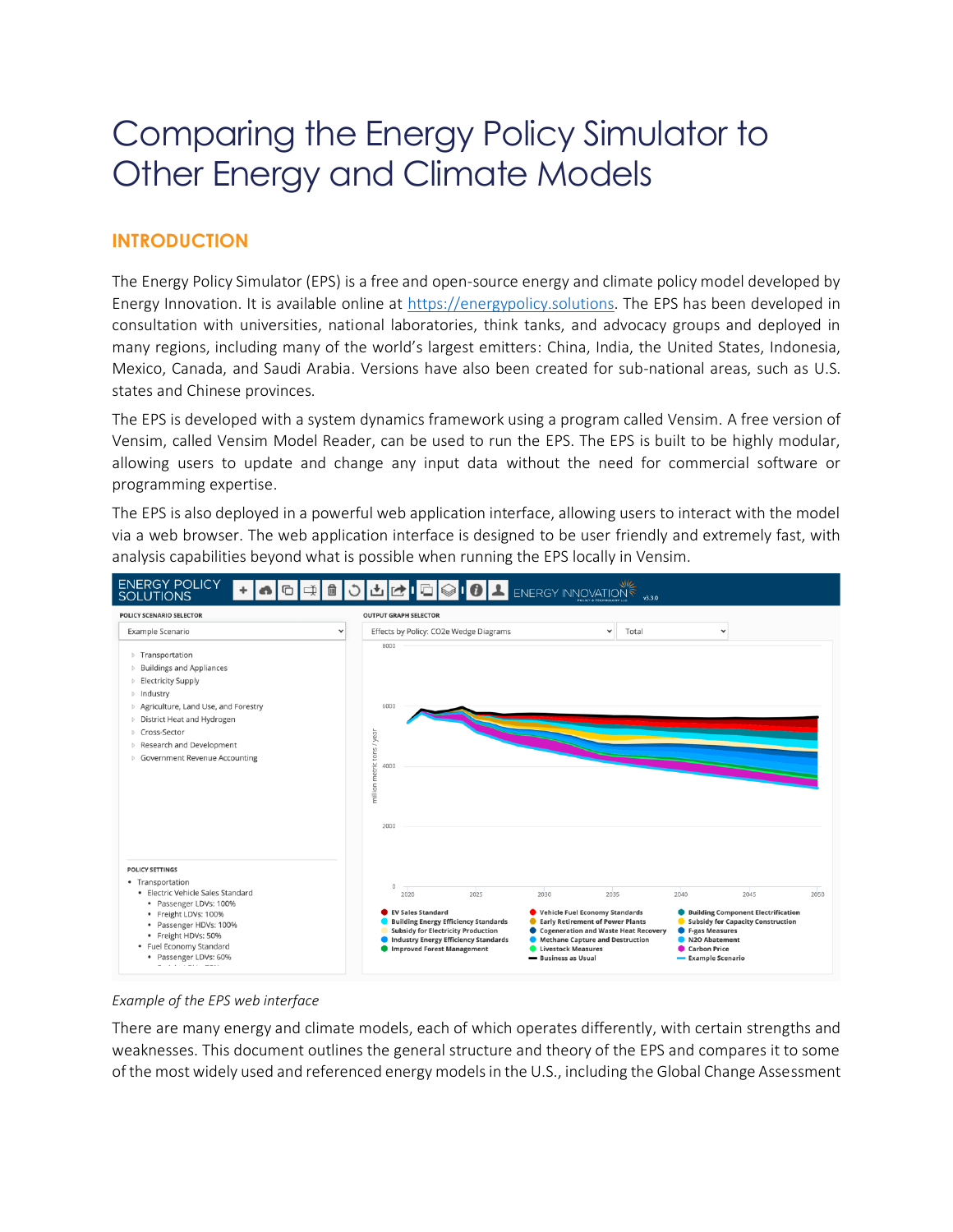# Comparing the Energy Policy Simulator to Other Energy and Climate Models

## INTRODUCTION

The Energy Policy Simulator (EPS) is a free and open-source energy and climate policy model developed by Energy Innovation. It is available online at [https://energypolicy.solutions](https://energypolicy.solutions). The EPS has been developed in consultation with universities, national laboratories, think tanks, and advocacy groups and deployed in many regions, including many of the world's largest emitters: China, India, the United States, Indonesia, Mexico, Canada, and Saudi Arabia. Versions have also been created for sub-national areas, such as U.S. states and Chinese provinces.

The EPS is developed with a system dynamics framework using a program called Vensim. A free version of Vensim, called Vensim Model Reader, can be used to run the EPS. The EPS is built to be highly modular, allowing users to update and change any input data without the need for commercial software or programming expertise.

The EPS is also deployed in a powerful web application interface, allowing users to interact with the model via a web browser. The web application interface is designed to be user friendly and extremely fast, with analysis capabilities beyond what is possible when running the EPS locally in Vensim.

*Example of the EPS web interface*

There are many energy and climate models, each of which operates differently, with certain strengths and weaknesses. This document outlines the general structure and theory of the EPS and compares it to some of the most widely used and referenced energy models in the U.S., including the Global Change Assessment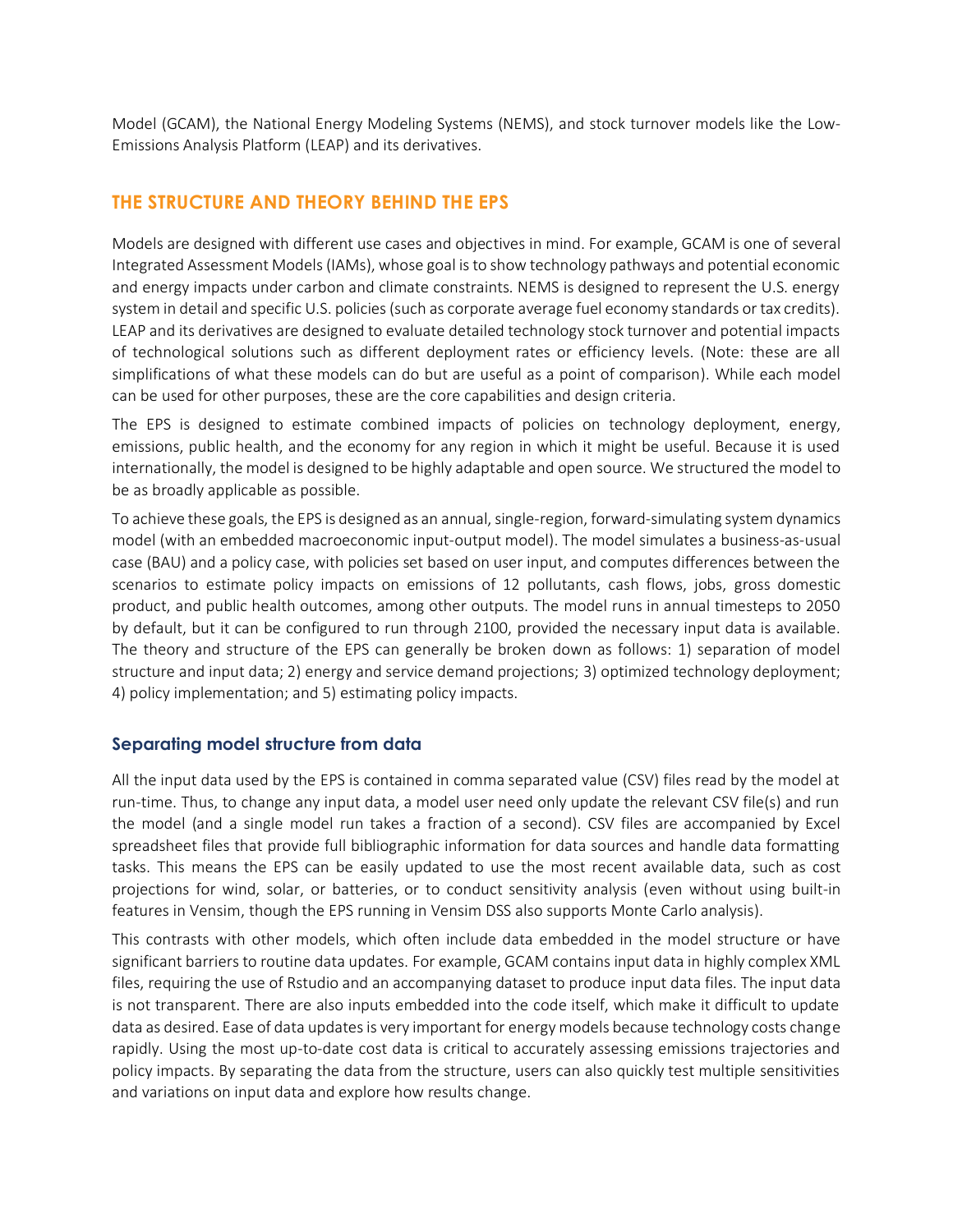Model (GCAM), the National Energy Modeling Systems (NEMS), and stock turnover models like the Low-Emissions Analysis Platform (LEAP) and its derivatives.

## THE STRUCTURE AND THEORY BEHIND THE EPS

Models are designed with different use cases and objectives in mind. For example, GCAM is one of several Integrated Assessment Models (IAMs), whose goal is to show technology pathways and potential economic and energy impacts under carbon and climate constraints. NEMS is designed to represent the U.S. energy system in detail and specific U.S. policies (such as corporate average fuel economy standards or tax credits). LEAP and its derivatives are designed to evaluate detailed technology stock turnover and potential impacts of technological solutions such as different deployment rates or efficiency levels. (Note: these are all simplifications of what these models can do but are useful as a point of comparison). While each model can be used for other purposes, these are the core capabilities and design criteria.

The EPS is designed to estimate combined impacts of policies on technology deployment, energy, emissions, public health, and the economy for any region in which it might be useful. Because it is used internationally, the model is designed to be highly adaptable and open source. We structured the model to be as broadly applicable as possible.

To achieve these goals, the EPS is designed as an annual, single-region, forward-simulating system dynamics model (with an embedded macroeconomic input-output model). The model simulates a business-as-usual case (BAU) and a policy case, with policies set based on user input, and computes differences between the scenarios to estimate policy impacts on emissions of 12 pollutants, cash flows, jobs, gross domestic product, and public health outcomes, among other outputs. The model runs in annual timesteps to 2050 by default, but it can be configured to run through 2100, provided the necessary input data is available. The theory and structure of the EPS can generally be broken down as follows: 1) separation of model structure and input data; 2) energy and service demand projections; 3) optimized technology deployment; 4) policy implementation; and 5) estimating policy impacts.

### Separating model structure from data

All the input data used by the EPS is contained in comma separated value (CSV) files read by the model at run-time. Thus, to change any input data, a model user need only update the relevant CSV file(s) and run the model (and a single model run takes a fraction of a second). CSV files are accompanied by Excel spreadsheet files that provide full bibliographic information for data sources and handle data formatting tasks. This means the EPS can be easily updated to use the most recent available data, such as cost projections for wind, solar, or batteries, or to conduct sensitivity analysis (even without using built-in features in Vensim, though the EPS running in Vensim DSS also supports Monte Carlo analysis).

This contrasts with other models, which often include data embedded in the model structure or have significant barriers to routine data updates. For example, GCAM contains input data in highly complex XML files, requiring the use of Rstudio and an accompanying dataset to produce input data files. The input data is not transparent. There are also inputs embedded into the code itself, which make it difficult to update data as desired. Ease of data updates is very important for energy models because technology costs change rapidly. Using the most up-to-date cost data is critical to accurately assessing emissions trajectories and policy impacts. By separating the data from the structure, users can also quickly test multiple sensitivities and variations on input data and explore how results change.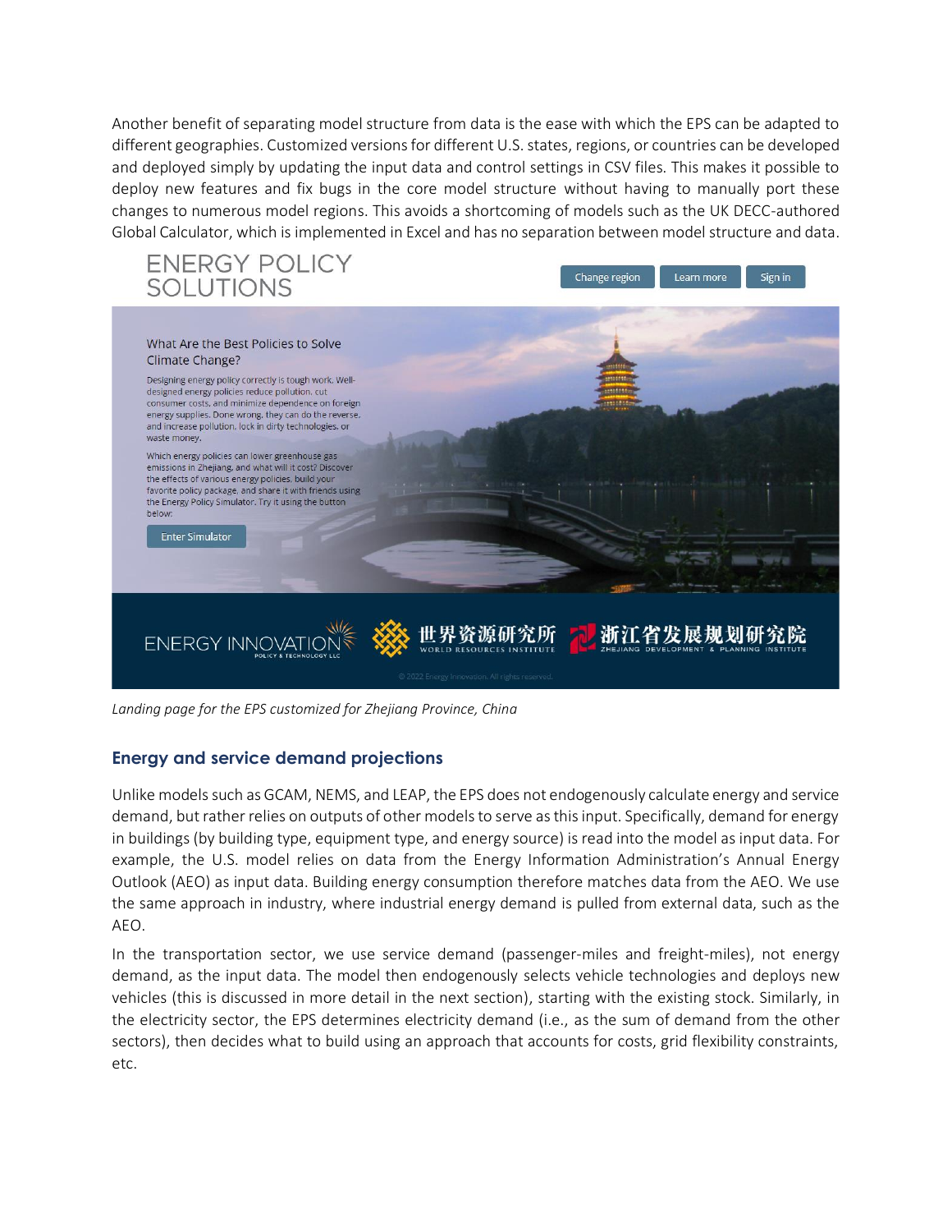Another benefit of separating model structure from data is the ease with which the EPS can be adapted to different geographies. Customized versions for different U.S. states, regions, or countries can be developed and deployed simply by updating the input data and control settings in CSV files. This makes it possible to deploy new features and fix bugs in the core model structure without having to manually port these changes to numerous model regions. This avoids a shortcoming of models such as the UK DECC-authored Global Calculator, which is implemented in Excel and has no separation between model structure and data.

*Landing page for the EPS customized for Zhejiang Province, China*

### Energy and service demand projections

Unlike models such as GCAM, NEMS, and LEAP, the EPS does not endogenously calculate energy and service demand, but rather relies on outputs of other models to serve as this input. Specifically, demand for energy in buildings (by building type, equipment type, and energy source) is read into the model as input data. For example, the U.S. model relies on data from the Energy Information Administration's Annual Energy Outlook (AEO) as input data. Building energy consumption therefore matches data from the AEO. We use the same approach in industry, where industrial energy demand is pulled from external data, such as the AEO.

In the transportation sector, we use service demand (passenger-miles and freight-miles), not energy demand, as the input data. The model then endogenously selects vehicle technologies and deploys new vehicles (this is discussed in more detail in the next section), starting with the existing stock. Similarly, in the electricity sector, the EPS determines electricity demand (i.e., as the sum of demand from the other sectors), then decides what to build using an approach that accounts for costs, grid flexibility constraints, etc.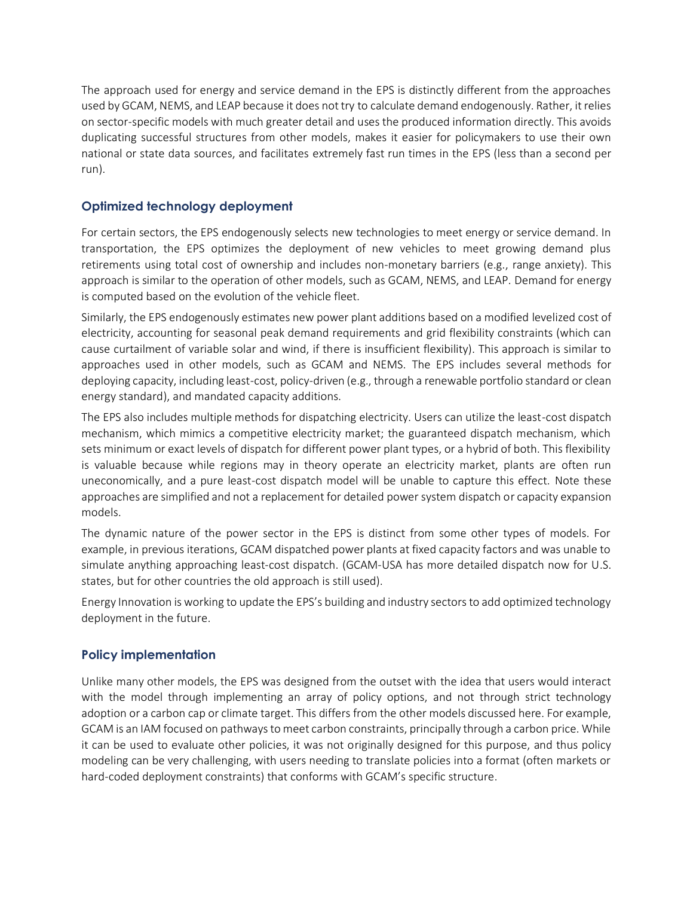The approach used for energy and service demand in the EPS is distinctly different from the approaches used by GCAM, NEMS, and LEAP because it does not try to calculate demand endogenously. Rather, it relies on sector-specific models with much greater detail and uses the produced information directly. This avoids duplicating successful structures from other models, makes it easier for policymakers to use their own national or state data sources, and facilitates extremely fast run times in the EPS (less than a second per run).

### Optimized technology deployment

For certain sectors, the EPS endogenously selects new technologies to meet energy or service demand. In transportation, the EPS optimizes the deployment of new vehicles to meet growing demand plus retirements using total cost of ownership and includes non-monetary barriers (e.g., range anxiety). This approach is similar to the operation of other models, such as GCAM, NEMS, and LEAP. Demand for energy is computed based on the evolution of the vehicle fleet.

Similarly, the EPS endogenously estimates new power plant additions based on a modified levelized cost of electricity, accounting for seasonal peak demand requirements and grid flexibility constraints (which can cause curtailment of variable solar and wind, if there is insufficient flexibility). This approach is similar to approaches used in other models, such as GCAM and NEMS. The EPS includes several methods for deploying capacity, including least-cost, policy-driven (e.g., through a renewable portfolio standard or clean energy standard), and mandated capacity additions.

The EPS also includes multiple methods for dispatching electricity. Users can utilize the least-cost dispatch mechanism, which mimics a competitive electricity market; the guaranteed dispatch mechanism, which sets minimum or exact levels of dispatch for different power plant types, or a hybrid of both. This flexibility is valuable because while regions may in theory operate an electricity market, plants are often run uneconomically, and a pure least-cost dispatch model will be unable to capture this effect. Note these approaches are simplified and not a replacement for detailed power system dispatch or capacity expansion models.

The dynamic nature of the power sector in the EPS is distinct from some other types of models. For example, in previous iterations, GCAM dispatched power plants at fixed capacity factors and was unable to simulate anything approaching least-cost dispatch. (GCAM-USA has more detailed dispatch now for U.S. states, but for other countries the old approach is still used).

Energy Innovation is working to update the EPS's building and industry sectors to add optimized technology deployment in the future.

### Policy implementation

Unlike many other models, the EPS was designed from the outset with the idea that users would interact with the model through implementing an array of policy options, and not through strict technology adoption or a carbon cap or climate target. This differs from the other models discussed here. For example, GCAM is an IAM focused on pathways to meet carbon constraints, principally through a carbon price. While it can be used to evaluate other policies, it was not originally designed for this purpose, and thus policy modeling can be very challenging, with users needing to translate policies into a format (often markets or hard-coded deployment constraints) that conforms with GCAM's specific structure.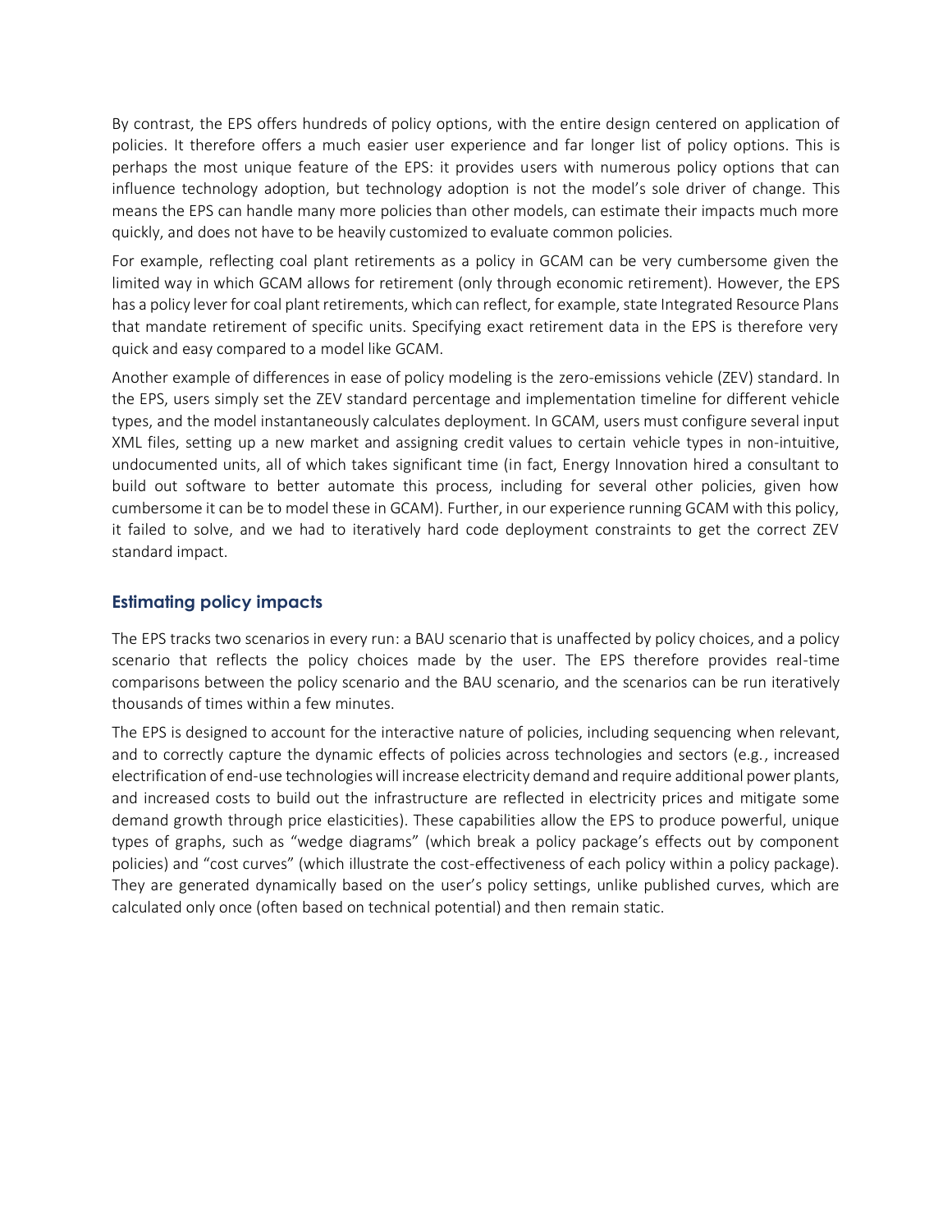By contrast, the EPS offers hundreds of policy options, with the entire design centered on application of policies. It therefore offers a much easier user experience and far longer list of policy options. This is perhaps the most unique feature of the EPS: it provides users with numerous policy options that can influence technology adoption, but technology adoption is not the model's sole driver of change. This means the EPS can handle many more policies than other models, can estimate their impacts much more quickly, and does not have to be heavily customized to evaluate common policies.

For example, reflecting coal plant retirements as a policy in GCAM can be very cumbersome given the limited way in which GCAM allows for retirement (only through economic retirement). However, the EPS has a policy lever for coal plant retirements, which can reflect, for example, state Integrated Resource Plans that mandate retirement of specific units. Specifying exact retirement data in the EPS is therefore very quick and easy compared to a model like GCAM.

Another example of differences in ease of policy modeling is the zero-emissions vehicle (ZEV) standard. In the EPS, users simply set the ZEV standard percentage and implementation timeline for different vehicle types, and the model instantaneously calculates deployment. In GCAM, users must configure several input XML files, setting up a new market and assigning credit values to certain vehicle types in non-intuitive, undocumented units, all of which takes significant time (in fact, Energy Innovation hired a consultant to build out software to better automate this process, including for several other policies, given how cumbersome it can be to model these in GCAM). Further, in our experience running GCAM with this policy, it failed to solve, and we had to iteratively hard code deployment constraints to get the correct ZEV standard impact.

## Estimating policy impacts

The EPS tracks two scenarios in every run: a BAU scenario that is unaffected by policy choices, and a policy scenario that reflects the policy choices made by the user. The EPS therefore provides real-time comparisons between the policy scenario and the BAU scenario, and the scenarios can be run iteratively thousands of times within a few minutes.

The EPS is designed to account for the interactive nature of policies, including sequencing when relevant, and to correctly capture the dynamic effects of policies across technologies and sectors (e.g., increased electrification of end-use technologies will increase electricity demand and require additional power plants, and increased costs to build out the infrastructure are reflected in electricity prices and mitigate some demand growth through price elasticities). These capabilities allow the EPS to produce powerful, unique types of graphs, such as "wedge diagrams" (which break a policy package's effects out by component policies) and "cost curves" (which illustrate the cost-effectiveness of each policy within a policy package). They are generated dynamically based on the user's policy settings, unlike published curves, which are calculated only once (often based on technical potential) and then remain static.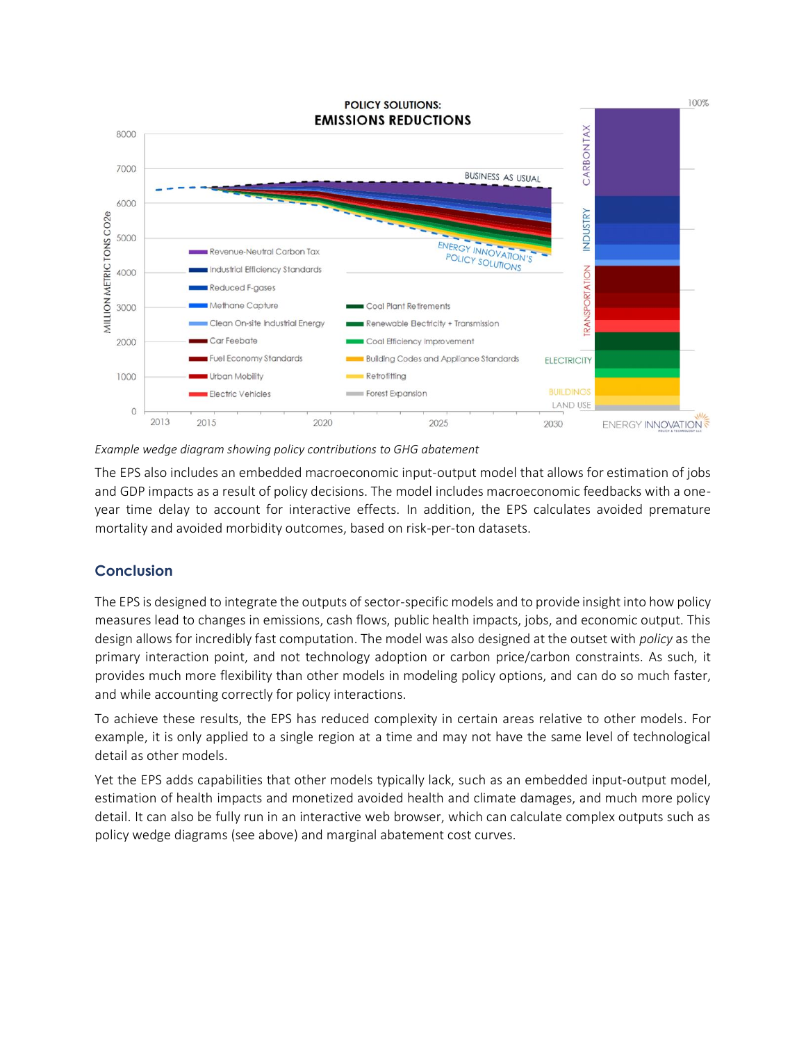POLICY SOLUTIONS:
EMISSIONS REDUCTIONS

8000
7000
6000
5000
4000
3000
2000
1000
0

MILLION METRIC TONS CO2e

2013
2015
2020
2025
2030

BUSINESS AS USUAL

ENERGY INNOVATION'S POLICY SOLUTIONS

Revenue-Neutral Carbon Tax
Industrial Efficiency Standards
Reduced F-gases
Methane Capture
Clean On-site Industrial Energy
Car Feebate
Fuel Economy Standards
Urban Mobility
Electric Vehicles
Coal Plant Retirements
Renewable Electricity + Transmission
Coal Efficiency Improvement
Building Codes and Appliance Standards
Retrofitting
Forest Expansion

100%
CARBONTAX
INDUSTRY
TRANSPORTATION
ELECTRICITY
BUILDINGS
LAND USE

ENERGY INNOVATION

*Example wedge diagram showing policy contributions to GHG abatement*

The EPS also includes an embedded macroeconomic input-output model that allows for estimation of jobs and GDP impacts as a result of policy decisions. The model includes macroeconomic feedbacks with a one-year time delay to account for interactive effects. In addition, the EPS calculates avoided premature mortality and avoided morbidity outcomes, based on risk-per-ton datasets.

## Conclusion

The EPS is designed to integrate the outputs of sector-specific models and to provide insight into how policy measures lead to changes in emissions, cash flows, public health impacts, jobs, and economic output. This design allows for incredibly fast computation. The model was also designed at the outset with *policy* as the primary interaction point, and not technology adoption or carbon price/carbon constraints. As such, it provides much more flexibility than other models in modeling policy options, and can do so much faster, and while accounting correctly for policy interactions.

To achieve these results, the EPS has reduced complexity in certain areas relative to other models. For example, it is only applied to a single region at a time and may not have the same level of technological detail as other models.

Yet the EPS adds capabilities that other models typically lack, such as an embedded input-output model, estimation of health impacts and monetized avoided health and climate damages, and much more policy detail. It can also be fully run in an interactive web browser, which can calculate complex outputs such as policy wedge diagrams (see above) and marginal abatement cost curves.